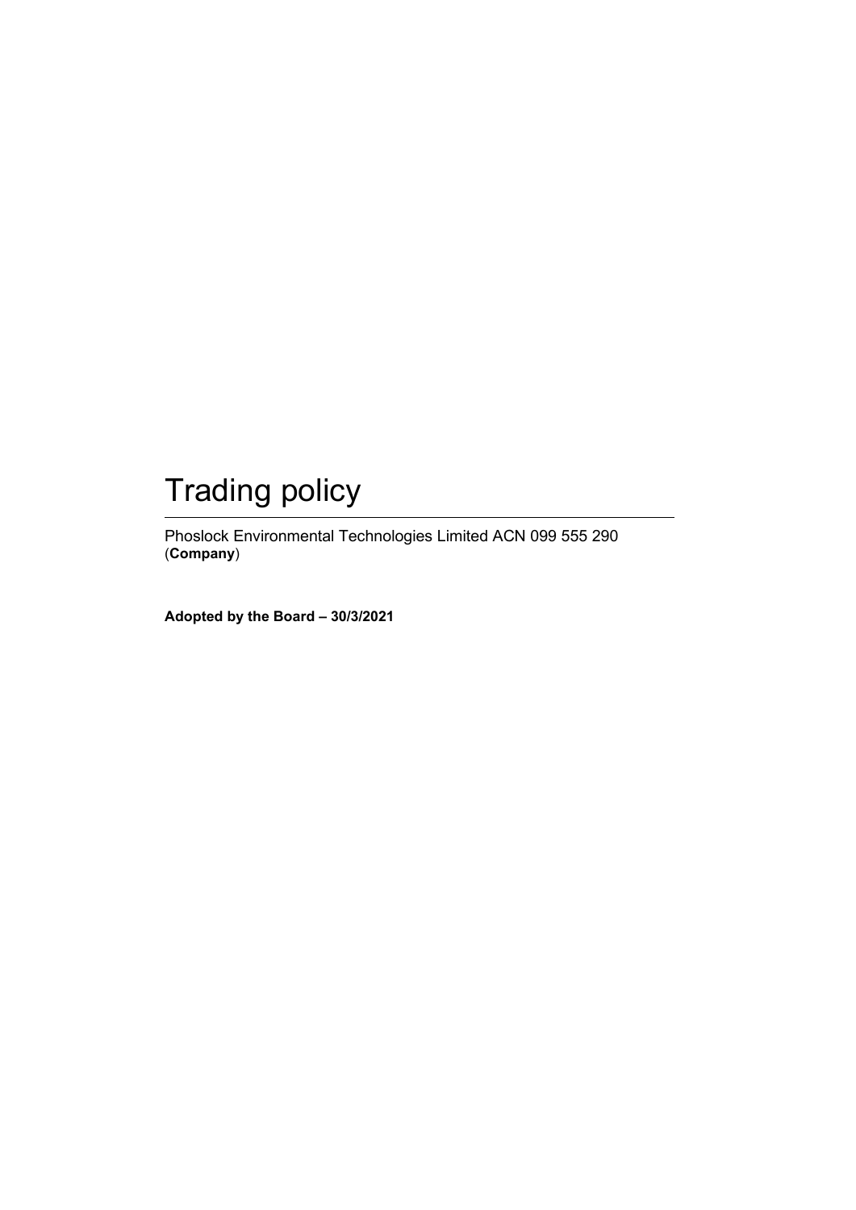# Trading policy

---

Phoslock Environmental Technologies Limited ACN 099 555 290 (**Company**)

**Adopted by the Board – 30/3/2021**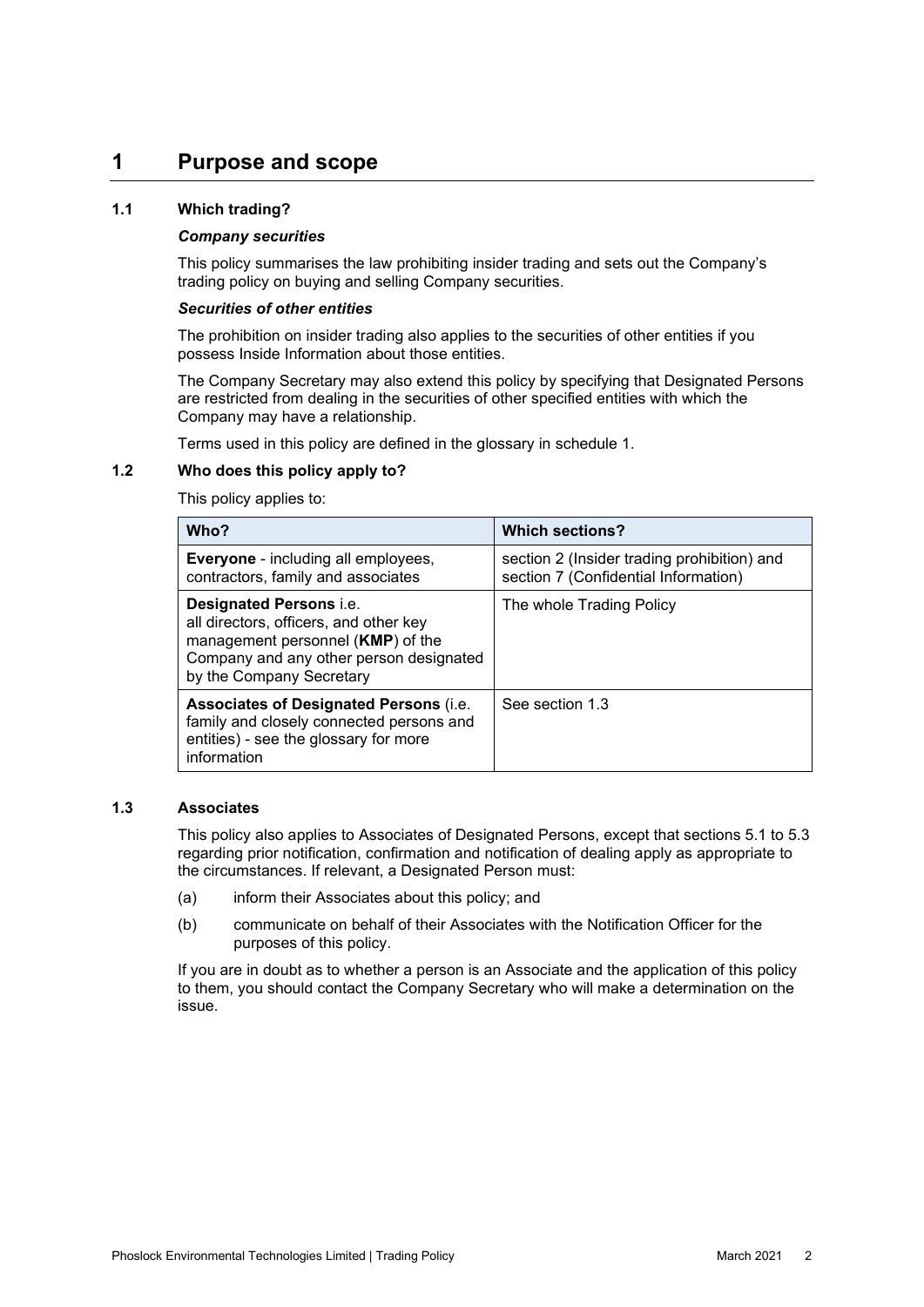# 1 Purpose and scope

## 1.1 Which trading?

***Company securities***

This policy summarises the law prohibiting insider trading and sets out the Company's trading policy on buying and selling Company securities.

***Securities of other entities***

The prohibition on insider trading also applies to the securities of other entities if you possess Inside Information about those entities.

The Company Secretary may also extend this policy by specifying that Designated Persons are restricted from dealing in the securities of other specified entities with which the Company may have a relationship.

Terms used in this policy are defined in the glossary in schedule 1.

## 1.2 Who does this policy apply to?

This policy applies to:

| Who? | Which sections? |
| --- | --- |
| **Everyone** - including all employees, contractors, family and associates | section 2 (Insider trading prohibition) and section 7 (Confidential Information) |
| **Designated Persons** i.e. all directors, officers, and other key management personnel (**KMP**) of the Company and any other person designated by the Company Secretary | The whole Trading Policy |
| **Associates of Designated Persons** (i.e. family and closely connected persons and entities) - see the glossary for more information | See section 1.3 |

## 1.3 Associates

This policy also applies to Associates of Designated Persons, except that sections 5.1 to 5.3 regarding prior notification, confirmation and notification of dealing apply as appropriate to the circumstances. If relevant, a Designated Person must:

(a) inform their Associates about this policy; and

(b) communicate on behalf of their Associates with the Notification Officer for the purposes of this policy.

If you are in doubt as to whether a person is an Associate and the application of this policy to them, you should contact the Company Secretary who will make a determination on the issue.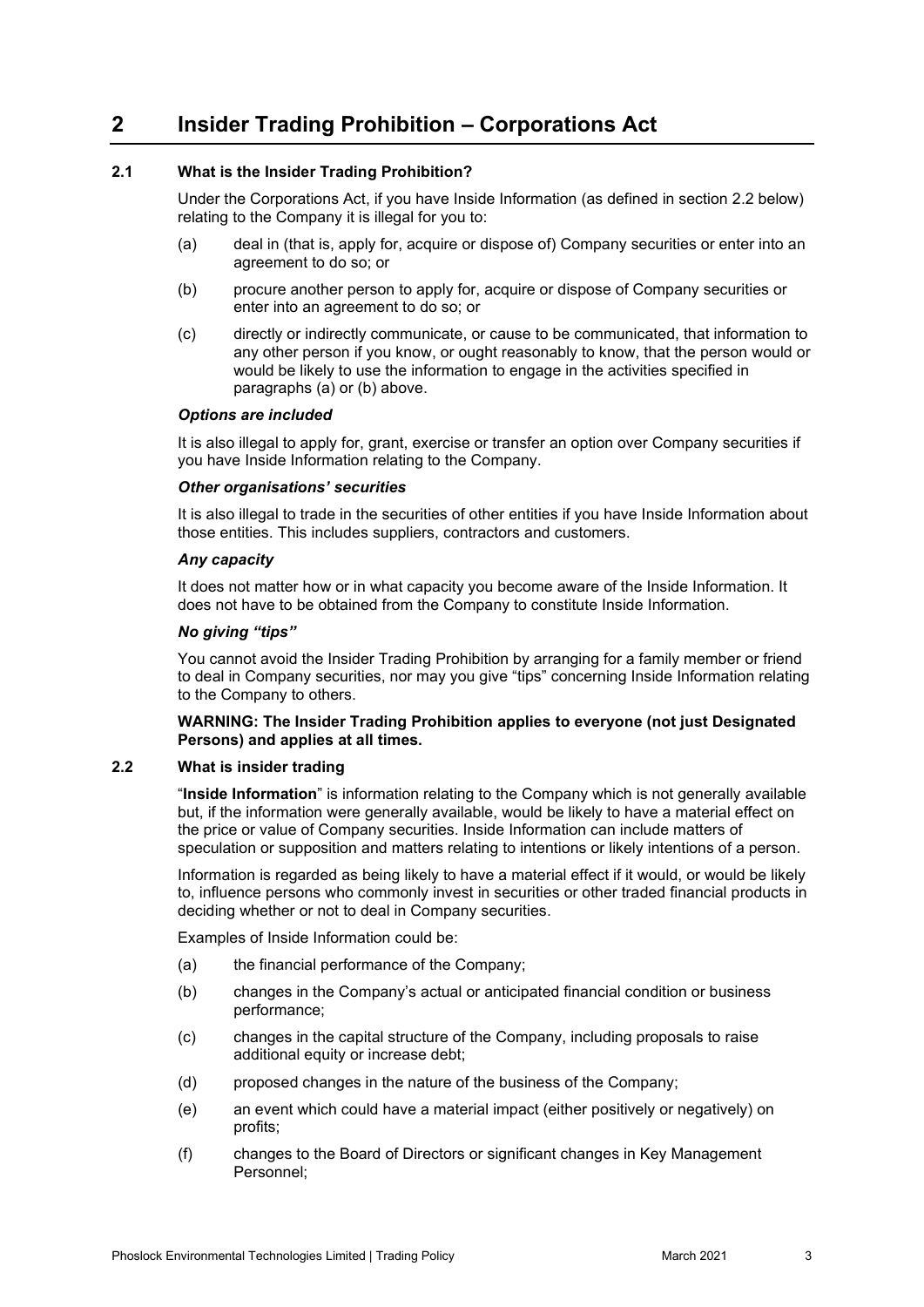# 2 Insider Trading Prohibition – Corporations Act

## 2.1 What is the Insider Trading Prohibition?

Under the Corporations Act, if you have Inside Information (as defined in section 2.2 below) relating to the Company it is illegal for you to:

(a) deal in (that is, apply for, acquire or dispose of) Company securities or enter into an agreement to do so; or

(b) procure another person to apply for, acquire or dispose of Company securities or enter into an agreement to do so; or

(c) directly or indirectly communicate, or cause to be communicated, that information to any other person if you know, or ought reasonably to know, that the person would or would be likely to use the information to engage in the activities specified in paragraphs (a) or (b) above.

***Options are included***

It is also illegal to apply for, grant, exercise or transfer an option over Company securities if you have Inside Information relating to the Company.

***Other organisations' securities***

It is also illegal to trade in the securities of other entities if you have Inside Information about those entities. This includes suppliers, contractors and customers.

***Any capacity***

It does not matter how or in what capacity you become aware of the Inside Information. It does not have to be obtained from the Company to constitute Inside Information.

***No giving "tips"***

You cannot avoid the Insider Trading Prohibition by arranging for a family member or friend to deal in Company securities, nor may you give "tips" concerning Inside Information relating to the Company to others.

**WARNING: The Insider Trading Prohibition applies to everyone (not just Designated Persons) and applies at all times.**

## 2.2 What is insider trading

"**Inside Information**" is information relating to the Company which is not generally available but, if the information were generally available, would be likely to have a material effect on the price or value of Company securities. Inside Information can include matters of speculation or supposition and matters relating to intentions or likely intentions of a person.

Information is regarded as being likely to have a material effect if it would, or would be likely to, influence persons who commonly invest in securities or other traded financial products in deciding whether or not to deal in Company securities.

Examples of Inside Information could be:

(a) the financial performance of the Company;

(b) changes in the Company's actual or anticipated financial condition or business performance;

(c) changes in the capital structure of the Company, including proposals to raise additional equity or increase debt;

(d) proposed changes in the nature of the business of the Company;

(e) an event which could have a material impact (either positively or negatively) on profits;

(f) changes to the Board of Directors or significant changes in Key Management Personnel;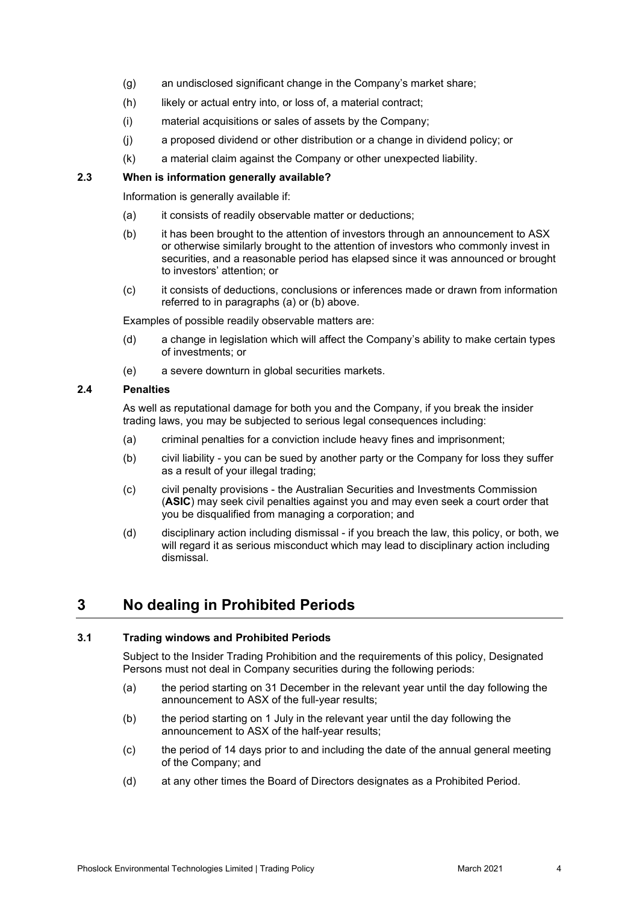(g) an undisclosed significant change in the Company's market share;

(h) likely or actual entry into, or loss of, a material contract;

(i) material acquisitions or sales of assets by the Company;

(j) a proposed dividend or other distribution or a change in dividend policy; or

(k) a material claim against the Company or other unexpected liability.

### 2.3 When is information generally available?

Information is generally available if:

(a) it consists of readily observable matter or deductions;

(b) it has been brought to the attention of investors through an announcement to ASX or otherwise similarly brought to the attention of investors who commonly invest in securities, and a reasonable period has elapsed since it was announced or brought to investors' attention; or

(c) it consists of deductions, conclusions or inferences made or drawn from information referred to in paragraphs (a) or (b) above.

Examples of possible readily observable matters are:

(d) a change in legislation which will affect the Company's ability to make certain types of investments; or

(e) a severe downturn in global securities markets.

### 2.4 Penalties

As well as reputational damage for both you and the Company, if you break the insider trading laws, you may be subjected to serious legal consequences including:

(a) criminal penalties for a conviction include heavy fines and imprisonment;

(b) civil liability - you can be sued by another party or the Company for loss they suffer as a result of your illegal trading;

(c) civil penalty provisions - the Australian Securities and Investments Commission (**ASIC**) may seek civil penalties against you and may even seek a court order that you be disqualified from managing a corporation; and

(d) disciplinary action including dismissal - if you breach the law, this policy, or both, we will regard it as serious misconduct which may lead to disciplinary action including dismissal.

## 3 No dealing in Prohibited Periods

### 3.1 Trading windows and Prohibited Periods

Subject to the Insider Trading Prohibition and the requirements of this policy, Designated Persons must not deal in Company securities during the following periods:

(a) the period starting on 31 December in the relevant year until the day following the announcement to ASX of the full-year results;

(b) the period starting on 1 July in the relevant year until the day following the announcement to ASX of the half-year results;

(c) the period of 14 days prior to and including the date of the annual general meeting of the Company; and

(d) at any other times the Board of Directors designates as a Prohibited Period.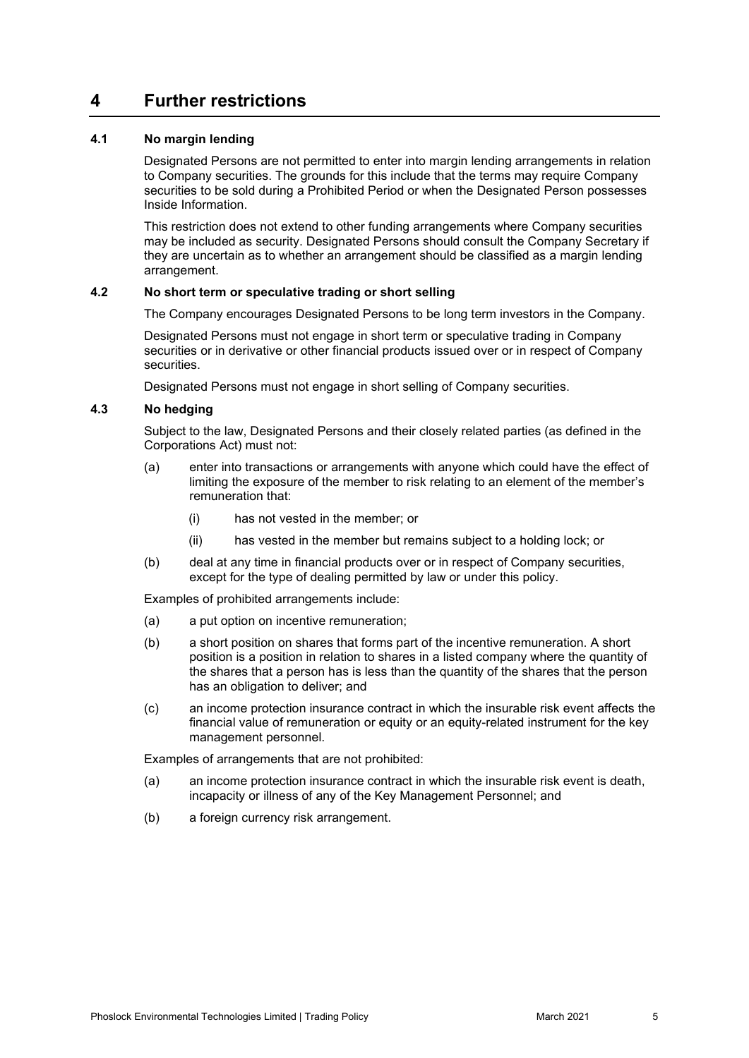# 4 Further restrictions

## 4.1 No margin lending

Designated Persons are not permitted to enter into margin lending arrangements in relation to Company securities. The grounds for this include that the terms may require Company securities to be sold during a Prohibited Period or when the Designated Person possesses Inside Information.

This restriction does not extend to other funding arrangements where Company securities may be included as security. Designated Persons should consult the Company Secretary if they are uncertain as to whether an arrangement should be classified as a margin lending arrangement.

## 4.2 No short term or speculative trading or short selling

The Company encourages Designated Persons to be long term investors in the Company.

Designated Persons must not engage in short term or speculative trading in Company securities or in derivative or other financial products issued over or in respect of Company securities.

Designated Persons must not engage in short selling of Company securities.

## 4.3 No hedging

Subject to the law, Designated Persons and their closely related parties (as defined in the Corporations Act) must not:

(a) enter into transactions or arrangements with anyone which could have the effect of limiting the exposure of the member to risk relating to an element of the member's remuneration that:

   (i) has not vested in the member; or

   (ii) has vested in the member but remains subject to a holding lock; or

(b) deal at any time in financial products over or in respect of Company securities, except for the type of dealing permitted by law or under this policy.

Examples of prohibited arrangements include:

(a) a put option on incentive remuneration;

(b) a short position on shares that forms part of the incentive remuneration. A short position is a position in relation to shares in a listed company where the quantity of the shares that a person has is less than the quantity of the shares that the person has an obligation to deliver; and

(c) an income protection insurance contract in which the insurable risk event affects the financial value of remuneration or equity or an equity-related instrument for the key management personnel.

Examples of arrangements that are not prohibited:

(a) an income protection insurance contract in which the insurable risk event is death, incapacity or illness of any of the Key Management Personnel; and

(b) a foreign currency risk arrangement.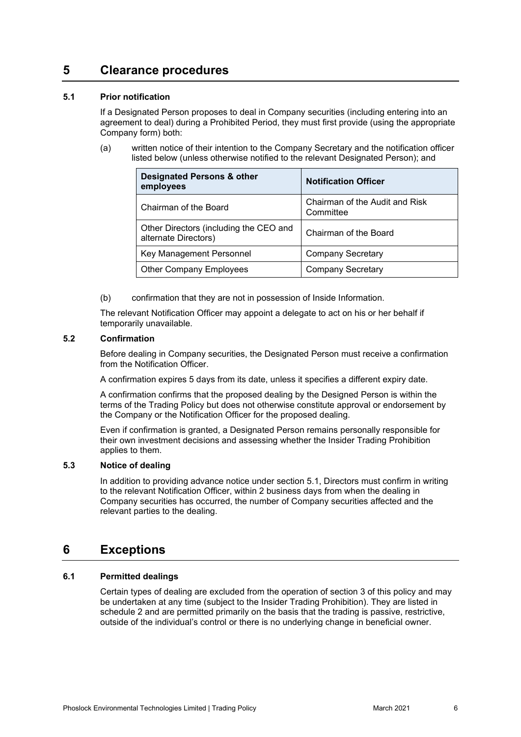# 5 Clearance procedures

## 5.1 Prior notification

If a Designated Person proposes to deal in Company securities (including entering into an agreement to deal) during a Prohibited Period, they must first provide (using the appropriate Company form) both:

(a) written notice of their intention to the Company Secretary and the notification officer listed below (unless otherwise notified to the relevant Designated Person); and

| Designated Persons & other employees | Notification Officer |
|---|---|
| Chairman of the Board | Chairman of the Audit and Risk Committee |
| Other Directors (including the CEO and alternate Directors) | Chairman of the Board |
| Key Management Personnel | Company Secretary |
| Other Company Employees | Company Secretary |

(b) confirmation that they are not in possession of Inside Information.

The relevant Notification Officer may appoint a delegate to act on his or her behalf if temporarily unavailable.

## 5.2 Confirmation

Before dealing in Company securities, the Designated Person must receive a confirmation from the Notification Officer.

A confirmation expires 5 days from its date, unless it specifies a different expiry date.

A confirmation confirms that the proposed dealing by the Designed Person is within the terms of the Trading Policy but does not otherwise constitute approval or endorsement by the Company or the Notification Officer for the proposed dealing.

Even if confirmation is granted, a Designated Person remains personally responsible for their own investment decisions and assessing whether the Insider Trading Prohibition applies to them.

## 5.3 Notice of dealing

In addition to providing advance notice under section 5.1, Directors must confirm in writing to the relevant Notification Officer, within 2 business days from when the dealing in Company securities has occurred, the number of Company securities affected and the relevant parties to the dealing.

# 6 Exceptions

## 6.1 Permitted dealings

Certain types of dealing are excluded from the operation of section 3 of this policy and may be undertaken at any time (subject to the Insider Trading Prohibition). They are listed in schedule 2 and are permitted primarily on the basis that the trading is passive, restrictive, outside of the individual's control or there is no underlying change in beneficial owner.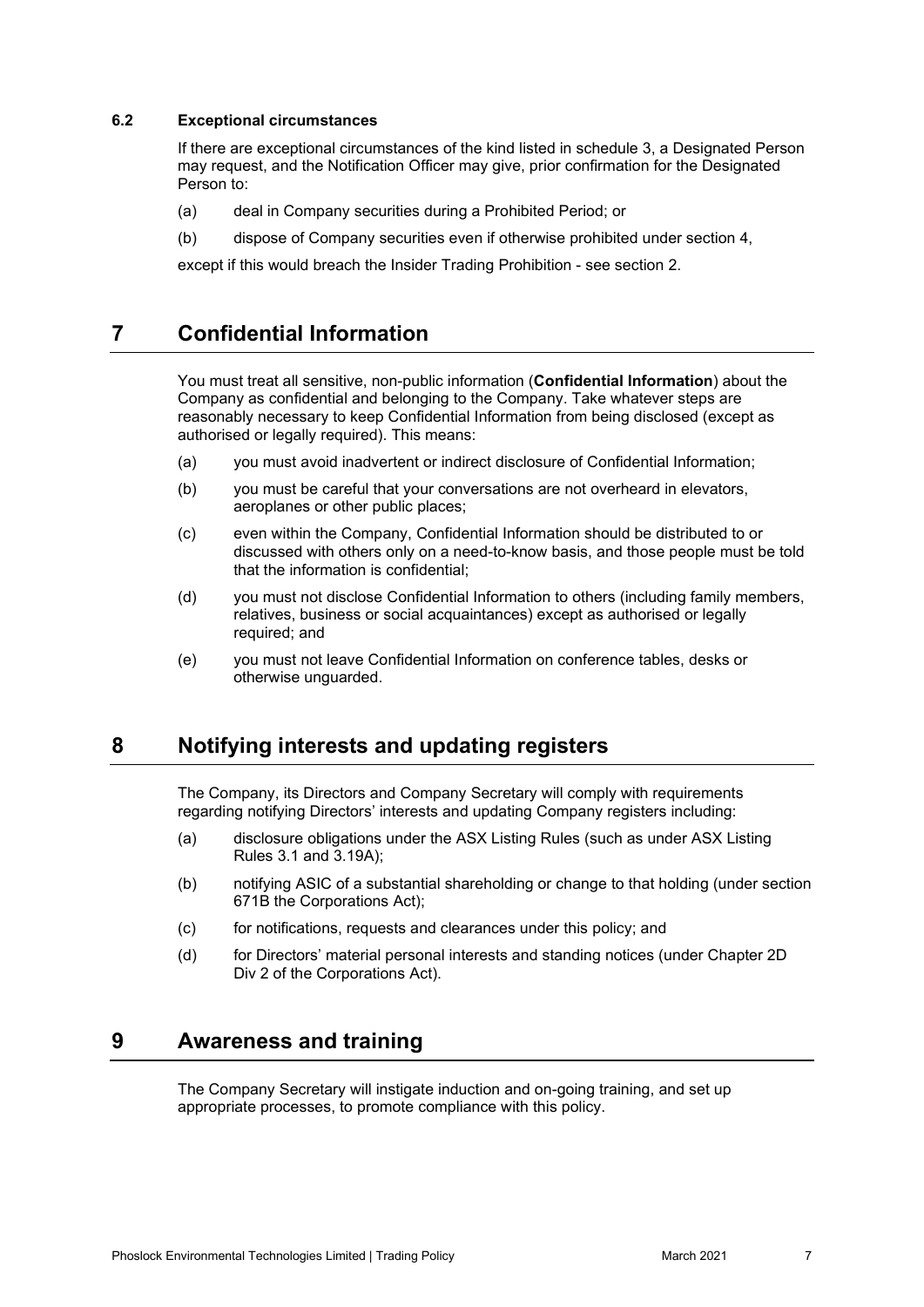### 6.2 Exceptional circumstances

If there are exceptional circumstances of the kind listed in schedule 3, a Designated Person may request, and the Notification Officer may give, prior confirmation for the Designated Person to:

(a) deal in Company securities during a Prohibited Period; or

(b) dispose of Company securities even if otherwise prohibited under section 4,

except if this would breach the Insider Trading Prohibition - see section 2.

## 7 Confidential Information

You must treat all sensitive, non-public information (**Confidential Information**) about the Company as confidential and belonging to the Company. Take whatever steps are reasonably necessary to keep Confidential Information from being disclosed (except as authorised or legally required). This means:

(a) you must avoid inadvertent or indirect disclosure of Confidential Information;

(b) you must be careful that your conversations are not overheard in elevators, aeroplanes or other public places;

(c) even within the Company, Confidential Information should be distributed to or discussed with others only on a need-to-know basis, and those people must be told that the information is confidential;

(d) you must not disclose Confidential Information to others (including family members, relatives, business or social acquaintances) except as authorised or legally required; and

(e) you must not leave Confidential Information on conference tables, desks or otherwise unguarded.

## 8 Notifying interests and updating registers

The Company, its Directors and Company Secretary will comply with requirements regarding notifying Directors' interests and updating Company registers including:

(a) disclosure obligations under the ASX Listing Rules (such as under ASX Listing Rules 3.1 and 3.19A);

(b) notifying ASIC of a substantial shareholding or change to that holding (under section 671B the Corporations Act);

(c) for notifications, requests and clearances under this policy; and

(d) for Directors' material personal interests and standing notices (under Chapter 2D Div 2 of the Corporations Act).

## 9 Awareness and training

The Company Secretary will instigate induction and on-going training, and set up appropriate processes, to promote compliance with this policy.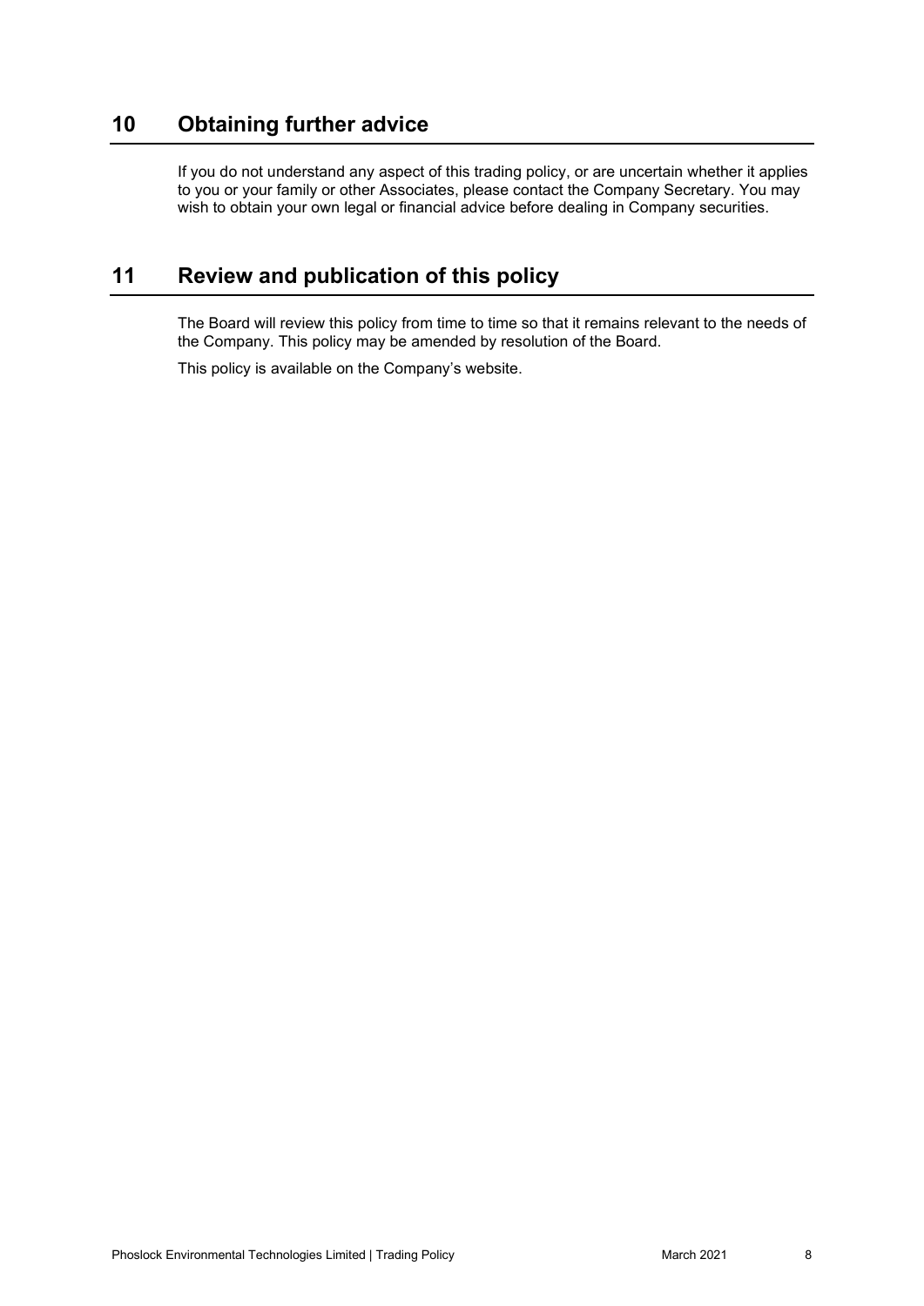## 10 Obtaining further advice

If you do not understand any aspect of this trading policy, or are uncertain whether it applies to you or your family or other Associates, please contact the Company Secretary. You may wish to obtain your own legal or financial advice before dealing in Company securities.

## 11 Review and publication of this policy

The Board will review this policy from time to time so that it remains relevant to the needs of the Company. This policy may be amended by resolution of the Board.

This policy is available on the Company's website.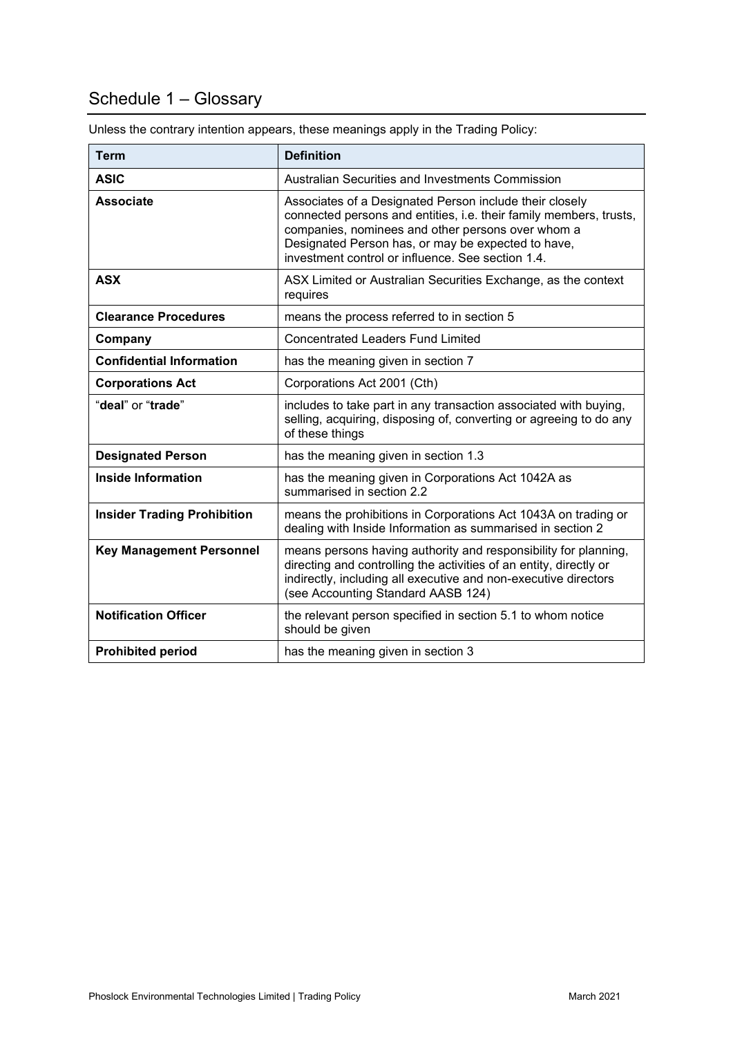## Schedule 1 – Glossary

Unless the contrary intention appears, these meanings apply in the Trading Policy:

| Term | Definition |
|---|---|
| **ASIC** | Australian Securities and Investments Commission |
| **Associate** | Associates of a Designated Person include their closely connected persons and entities, i.e. their family members, trusts, companies, nominees and other persons over whom a Designated Person has, or may be expected to have, investment control or influence. See section 1.4. |
| **ASX** | ASX Limited or Australian Securities Exchange, as the context requires |
| **Clearance Procedures** | means the process referred to in section 5 |
| **Company** | Concentrated Leaders Fund Limited |
| **Confidential Information** | has the meaning given in section 7 |
| **Corporations Act** | Corporations Act 2001 (Cth) |
| "**deal**" or "**trade**" | includes to take part in any transaction associated with buying, selling, acquiring, disposing of, converting or agreeing to do any of these things |
| **Designated Person** | has the meaning given in section 1.3 |
| **Inside Information** | has the meaning given in Corporations Act 1042A as summarised in section 2.2 |
| **Insider Trading Prohibition** | means the prohibitions in Corporations Act 1043A on trading or dealing with Inside Information as summarised in section 2 |
| **Key Management Personnel** | means persons having authority and responsibility for planning, directing and controlling the activities of an entity, directly or indirectly, including all executive and non-executive directors (see Accounting Standard AASB 124) |
| **Notification Officer** | the relevant person specified in section 5.1 to whom notice should be given |
| **Prohibited period** | has the meaning given in section 3 |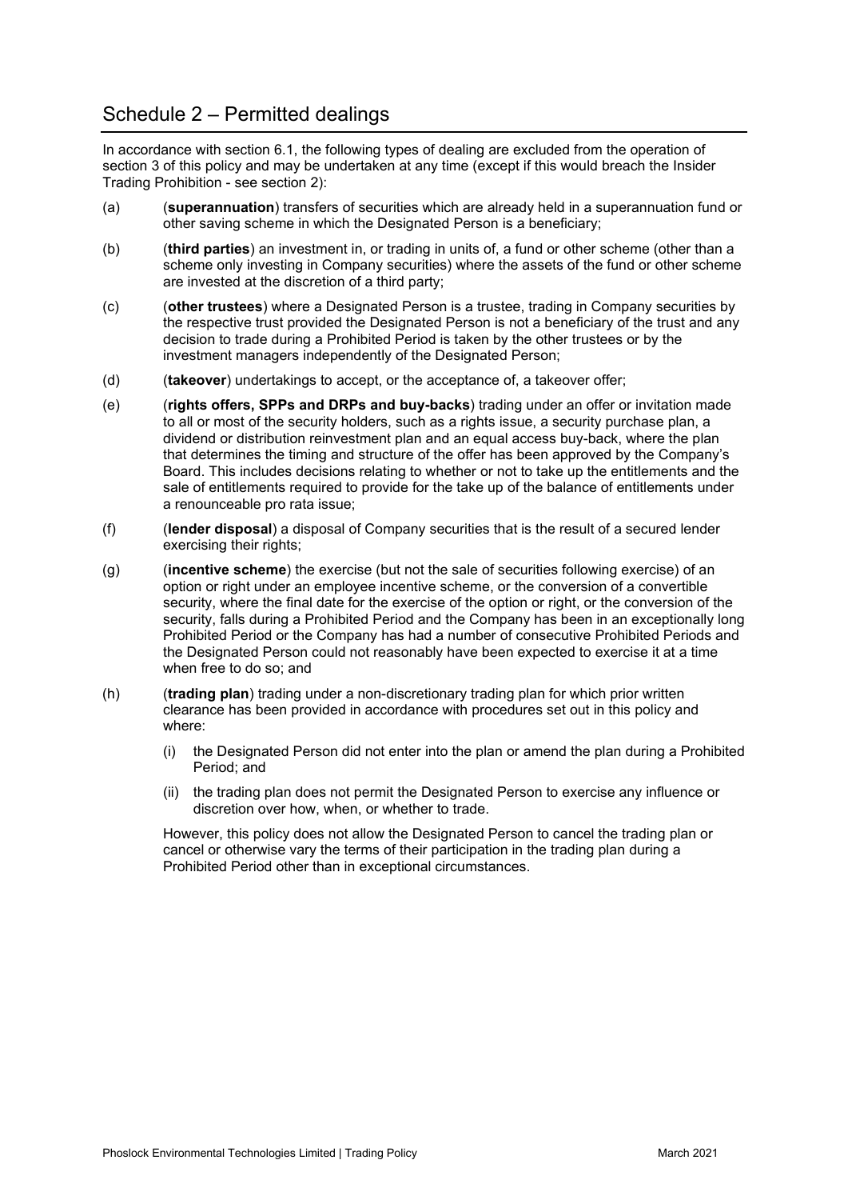# Schedule 2 – Permitted dealings

In accordance with section 6.1, the following types of dealing are excluded from the operation of section 3 of this policy and may be undertaken at any time (except if this would breach the Insider Trading Prohibition - see section 2):

(a) (**superannuation**) transfers of securities which are already held in a superannuation fund or other saving scheme in which the Designated Person is a beneficiary;

(b) (**third parties**) an investment in, or trading in units of, a fund or other scheme (other than a scheme only investing in Company securities) where the assets of the fund or other scheme are invested at the discretion of a third party;

(c) (**other trustees**) where a Designated Person is a trustee, trading in Company securities by the respective trust provided the Designated Person is not a beneficiary of the trust and any decision to trade during a Prohibited Period is taken by the other trustees or by the investment managers independently of the Designated Person;

(d) (**takeover**) undertakings to accept, or the acceptance of, a takeover offer;

(e) (**rights offers, SPPs and DRPs and buy-backs**) trading under an offer or invitation made to all or most of the security holders, such as a rights issue, a security purchase plan, a dividend or distribution reinvestment plan and an equal access buy-back, where the plan that determines the timing and structure of the offer has been approved by the Company's Board. This includes decisions relating to whether or not to take up the entitlements and the sale of entitlements required to provide for the take up of the balance of entitlements under a renounceable pro rata issue;

(f) (**lender disposal**) a disposal of Company securities that is the result of a secured lender exercising their rights;

(g) (**incentive scheme**) the exercise (but not the sale of securities following exercise) of an option or right under an employee incentive scheme, or the conversion of a convertible security, where the final date for the exercise of the option or right, or the conversion of the security, falls during a Prohibited Period and the Company has been in an exceptionally long Prohibited Period or the Company has had a number of consecutive Prohibited Periods and the Designated Person could not reasonably have been expected to exercise it at a time when free to do so; and

(h) (**trading plan**) trading under a non-discretionary trading plan for which prior written clearance has been provided in accordance with procedures set out in this policy and where:

   (i) the Designated Person did not enter into the plan or amend the plan during a Prohibited Period; and

   (ii) the trading plan does not permit the Designated Person to exercise any influence or discretion over how, when, or whether to trade.

   However, this policy does not allow the Designated Person to cancel the trading plan or cancel or otherwise vary the terms of their participation in the trading plan during a Prohibited Period other than in exceptional circumstances.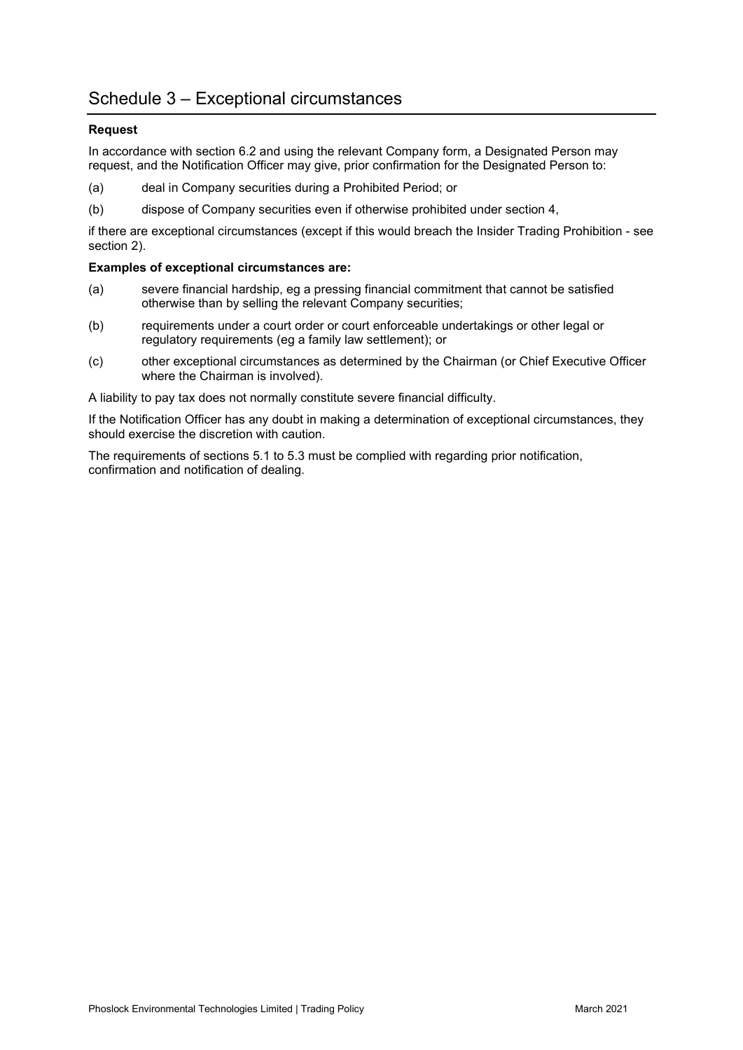# Schedule 3 – Exceptional circumstances

**Request**

In accordance with section 6.2 and using the relevant Company form, a Designated Person may request, and the Notification Officer may give, prior confirmation for the Designated Person to:

(a) deal in Company securities during a Prohibited Period; or

(b) dispose of Company securities even if otherwise prohibited under section 4,

if there are exceptional circumstances (except if this would breach the Insider Trading Prohibition - see section 2).

**Examples of exceptional circumstances are:**

(a) severe financial hardship, eg a pressing financial commitment that cannot be satisfied otherwise than by selling the relevant Company securities;

(b) requirements under a court order or court enforceable undertakings or other legal or regulatory requirements (eg a family law settlement); or

(c) other exceptional circumstances as determined by the Chairman (or Chief Executive Officer where the Chairman is involved).

A liability to pay tax does not normally constitute severe financial difficulty.

If the Notification Officer has any doubt in making a determination of exceptional circumstances, they should exercise the discretion with caution.

The requirements of sections 5.1 to 5.3 must be complied with regarding prior notification, confirmation and notification of dealing.